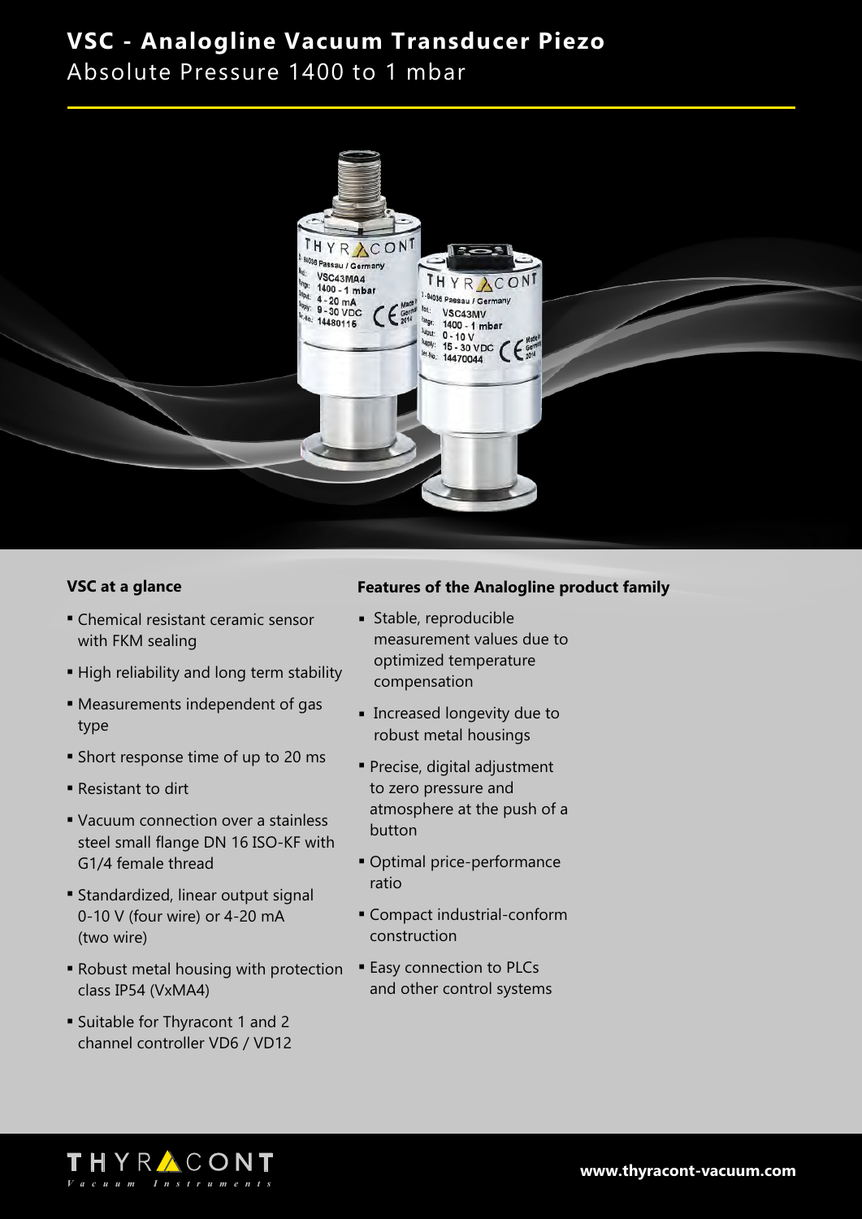# VSC - Analogline Vacuum Transducer Piezo

Absolute Pressure 1400 to 1 mbar

### VSC at a glance

- Chemical resistant ceramic sensor with FKM sealing
- High reliability and long term stability
- Measurements independent of gas type
- Short response time of up to 20 ms
- Resistant to dirt
- Vacuum connection over a stainless steel small flange DN 16 ISO-KF with G1/4 female thread
- Standardized, linear output signal 0-10 V (four wire) or 4-20 mA (two wire)
- Robust metal housing with protection class IP54 (VxMA4)
- Suitable for Thyracont 1 and 2 channel controller VD6 / VD12

### Features of the Analogline product family

- Stable, reproducible measurement values due to optimized temperature compensation
- Increased longevity due to robust metal housings
- Precise, digital adjustment to zero pressure and atmosphere at the push of a button
- Optimal price-performance ratio
- Compact industrial-conform construction
- Easy connection to PLCs and other control systems

THYRACONT Vacuum Instruments

www.thyracont-vacuum.com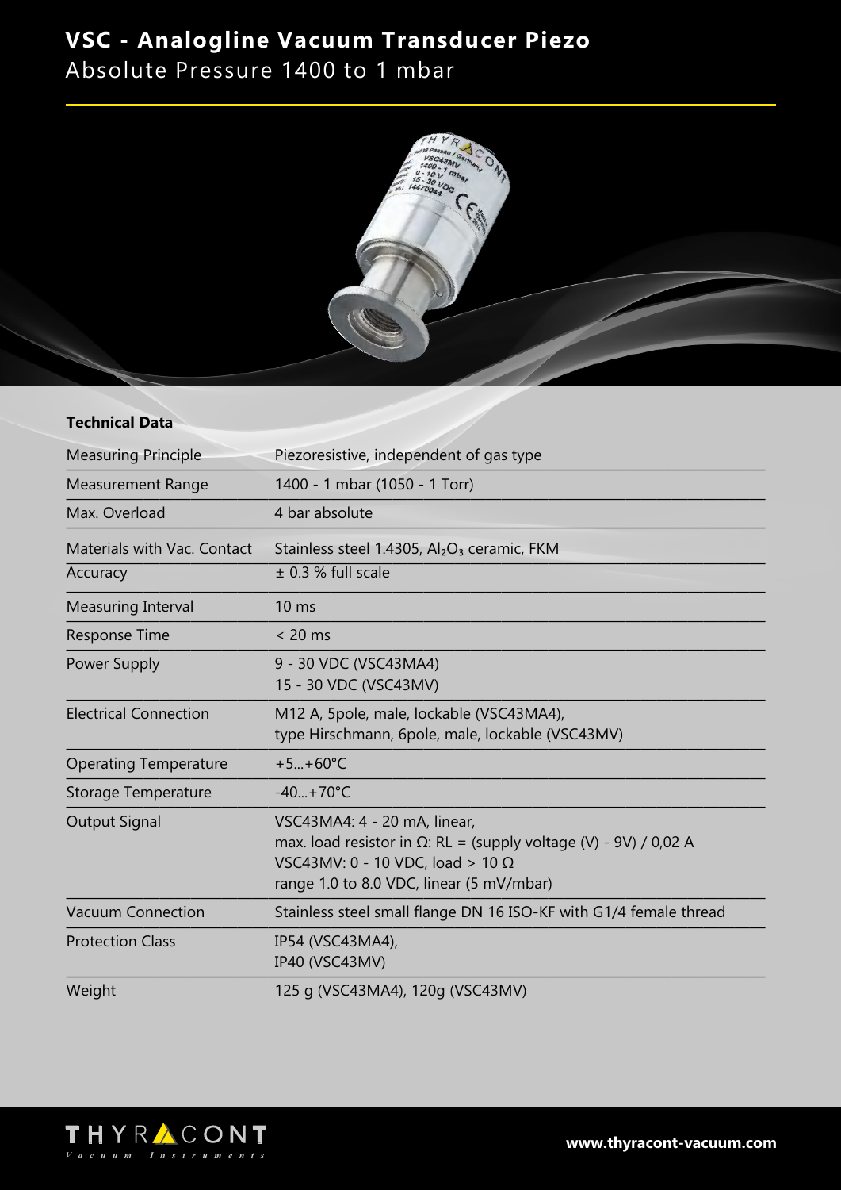# VSC - Analogline Vacuum Transducer Piezo

Absolute Pressure 1400 to 1 mbar

## Technical Data

| | |
|---|---|
| Measuring Principle | Piezoresistive, independent of gas type |
| Measurement Range | 1400 - 1 mbar (1050 - 1 Torr) |
| Max. Overload | 4 bar absolute |
| Materials with Vac. Contact | Stainless steel 1.4305, $Al_2O_3$ ceramic, FKM |
| Accuracy | ± 0.3 % full scale |
| Measuring Interval | 10 ms |
| Response Time | < 20 ms |
| Power Supply | 9 - 30 VDC (VSC43MA4)<br>15 - 30 VDC (VSC43MV) |
| Electrical Connection | M12 A, 5pole, male, lockable (VSC43MA4),<br>type Hirschmann, 6pole, male, lockable (VSC43MV) |
| Operating Temperature | +5...+60°C |
| Storage Temperature | -40...+70°C |
| Output Signal | VSC43MA4: 4 - 20 mA, linear,<br>max. load resistor in Ω: RL = (supply voltage (V) - 9V) / 0,02 A<br>VSC43MV: 0 - 10 VDC, load > 10 Ω<br>range 1.0 to 8.0 VDC, linear (5 mV/mbar) |
| Vacuum Connection | Stainless steel small flange DN 16 ISO-KF with G1/4 female thread |
| Protection Class | IP54 (VSC43MA4),<br>IP40 (VSC43MV) |
| Weight | 125 g (VSC43MA4), 120g (VSC43MV) |

www.thyracont-vacuum.com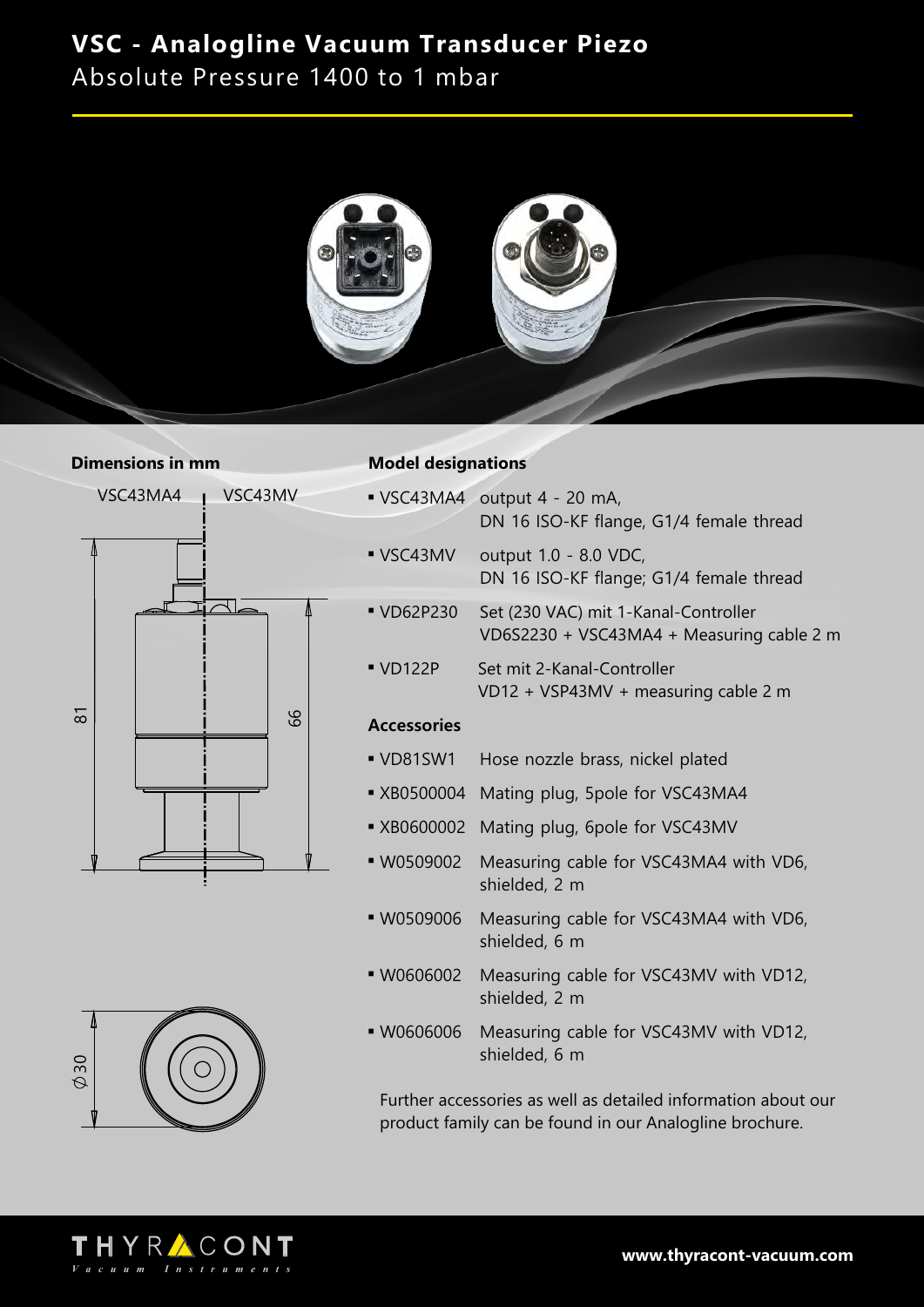# VSC - Analogline Vacuum Transducer Piezo

Absolute Pressure 1400 to 1 mbar

**Dimensions in mm**

VSC43MA4 | VSC43MV

81

66

⌀30

**Model designations**

- VSC43MA4 output 4 - 20 mA, DN 16 ISO-KF flange, G1/4 female thread
- VSC43MV output 1.0 - 8.0 VDC, DN 16 ISO-KF flange; G1/4 female thread
- VD62P230 Set (230 VAC) mit 1-Kanal-Controller VD6S2230 + VSC43MA4 + Measuring cable 2 m
- VD122P Set mit 2-Kanal-Controller VD12 + VSP43MV + measuring cable 2 m

**Accessories**

- VD81SW1 Hose nozzle brass, nickel plated
- XB0500004 Mating plug, 5pole for VSC43MA4
- XB0600002 Mating plug, 6pole for VSC43MV
- W0509002 Measuring cable for VSC43MA4 with VD6, shielded, 2 m
- W0509006 Measuring cable for VSC43MA4 with VD6, shielded, 6 m
- W0606002 Measuring cable for VSC43MV with VD12, shielded, 2 m
- W0606006 Measuring cable for VSC43MV with VD12, shielded, 6 m

Further accessories as well as detailed information about our product family can be found in our Analogline brochure.

www.thyracont-vacuum.com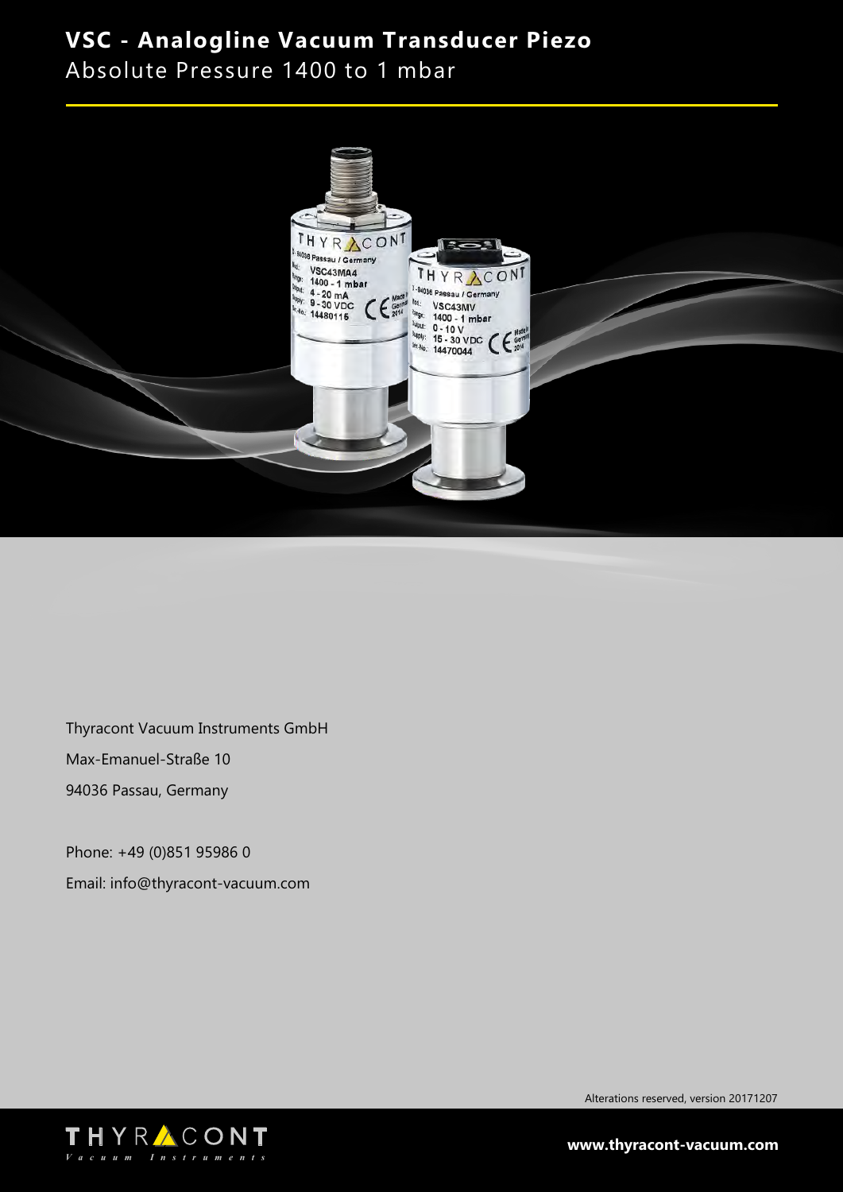# VSC - Analogline Vacuum Transducer Piezo

Absolute Pressure 1400 to 1 mbar

Thyracont Vacuum Instruments GmbH

Max-Emanuel-Straße 10

94036 Passau, Germany

Phone: +49 (0)851 95986 0

Email: info@thyracont-vacuum.com

Alterations reserved, version 20171207

www.thyracont-vacuum.com